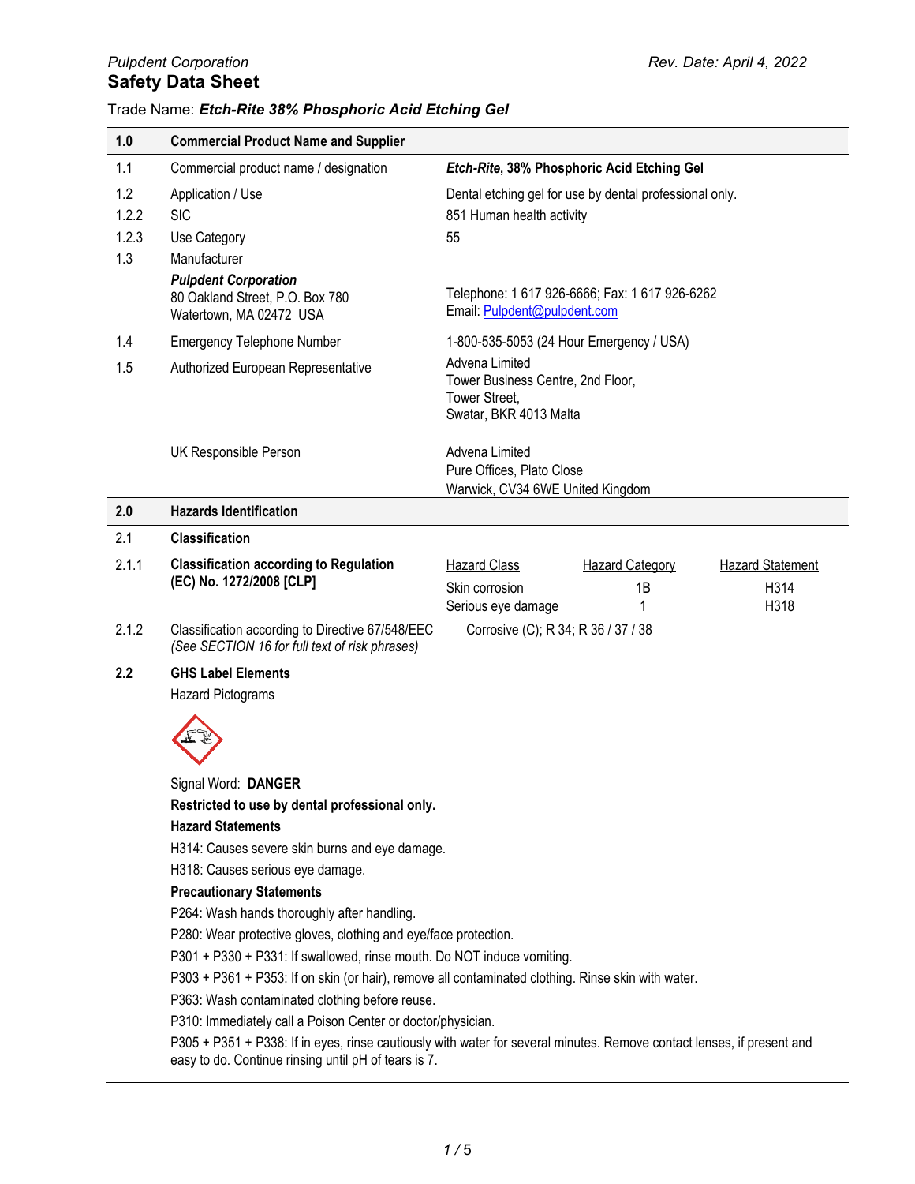*Pulpdent Corporation* 

**Safety Data Sheet**

Rev. Date: April 4, 2022

Trade Name: ***Etch-Rite 38% Phosphoric Acid Etching Gel***

| **1.0** | **Commercial Product Name and Supplier** | |
|---|---|---|
| 1.1 | Commercial product name / designation | ***Etch-Rite*, 38% Phosphoric Acid Etching Gel** |
| 1.2 | Application / Use | Dental etching gel for use by dental professional only. |
| 1.2.2 | SIC | 851 Human health activity |
| 1.2.3 | Use Category | 55 |
| 1.3 | Manufacturer<br>***Pulpdent Corporation***<br>80 Oakland Street, P.O. Box 780<br>Watertown, MA 02472 USA | Telephone: 1 617 926-6666; Fax: 1 617 926-6262<br>Email: Pulpdent@pulpdent.com |
| 1.4 | Emergency Telephone Number | 1-800-535-5053 (24 Hour Emergency / USA) |
| 1.5 | Authorized European Representative | Advena Limited<br>Tower Business Centre, 2nd Floor,<br>Tower Street,<br>Swatar, BKR 4013 Malta |
| | UK Responsible Person | Advena Limited<br>Pure Offices, Plato Close<br>Warwick, CV34 6WE United Kingdom |

## 2.0 Hazards Identification

**2.1 Classification**

**2.1.1 Classification according to Regulation (EC) No. 1272/2008 [CLP]**

| Hazard Class | Hazard Category | Hazard Statement |
|---|---|---|
| Skin corrosion | 1B | H314 |
| Serious eye damage | 1 | H318 |

2.1.2 Classification according to Directive 67/548/EEC *(See SECTION 16 for full text of risk phrases)*: Corrosive (C); R 34; R 36 / 37 / 38

**2.2 GHS Label Elements**

Hazard Pictograms

Signal Word: **DANGER**

**Restricted to use by dental professional only.**

**Hazard Statements**

H314: Causes severe skin burns and eye damage.

H318: Causes serious eye damage.

**Precautionary Statements**

P264: Wash hands thoroughly after handling.

P280: Wear protective gloves, clothing and eye/face protection.

P301 + P330 + P331: If swallowed, rinse mouth. Do NOT induce vomiting.

P303 + P361 + P353: If on skin (or hair), remove all contaminated clothing. Rinse skin with water.

P363: Wash contaminated clothing before reuse.

P310: Immediately call a Poison Center or doctor/physician.

P305 + P351 + P338: If in eyes, rinse cautiously with water for several minutes. Remove contact lenses, if present and easy to do. Continue rinsing until pH of tears is 7.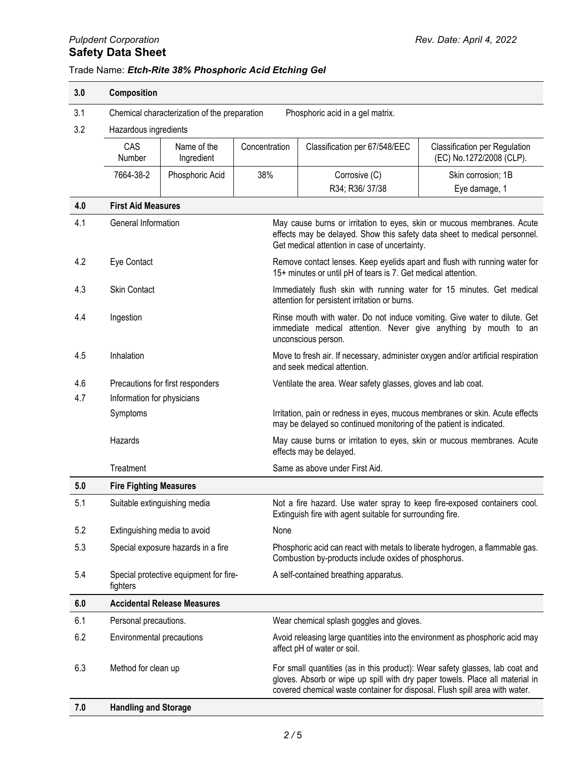Trade Name: ***Etch-Rite 38% Phosphoric Acid Etching Gel***

## 3.0 Composition

3.1 Chemical characterization of the preparation — Phosphoric acid in a gel matrix.

3.2 Hazardous ingredients

| CAS Number | Name of the Ingredient | Concentration | Classification per 67/548/EEC | Classification per Regulation (EC) No.1272/2008 (CLP). |
|---|---|---|---|---|
| 7664-38-2 | Phosphoric Acid | 38% | Corrosive (C) R34; R36/ 37/38 | Skin corrosion; 1B Eye damage, 1 |

## 4.0 First Aid Measures

| | | |
|---|---|---|
| 4.1 | General Information | May cause burns or irritation to eyes, skin or mucous membranes. Acute effects may be delayed. Show this safety data sheet to medical personnel. Get medical attention in case of uncertainty. |
| 4.2 | Eye Contact | Remove contact lenses. Keep eyelids apart and flush with running water for 15+ minutes or until pH of tears is 7. Get medical attention. |
| 4.3 | Skin Contact | Immediately flush skin with running water for 15 minutes. Get medical attention for persistent irritation or burns. |
| 4.4 | Ingestion | Rinse mouth with water. Do not induce vomiting. Give water to dilute. Get immediate medical attention. Never give anything by mouth to an unconscious person. |
| 4.5 | Inhalation | Move to fresh air. If necessary, administer oxygen and/or artificial respiration and seek medical attention. |
| 4.6 | Precautions for first responders | Ventilate the area. Wear safety glasses, gloves and lab coat. |
| 4.7 | Information for physicians | |
| | Symptoms | Irritation, pain or redness in eyes, mucous membranes or skin. Acute effects may be delayed so continued monitoring of the patient is indicated. |
| | Hazards | May cause burns or irritation to eyes, skin or mucous membranes. Acute effects may be delayed. |
| | Treatment | Same as above under First Aid. |

## 5.0 Fire Fighting Measures

| | | |
|---|---|---|
| 5.1 | Suitable extinguishing media | Not a fire hazard. Use water spray to keep fire-exposed containers cool. Extinguish fire with agent suitable for surrounding fire. |
| 5.2 | Extinguishing media to avoid | None |
| 5.3 | Special exposure hazards in a fire | Phosphoric acid can react with metals to liberate hydrogen, a flammable gas. Combustion by-products include oxides of phosphorus. |
| 5.4 | Special protective equipment for fire-fighters | A self-contained breathing apparatus. |

## 6.0 Accidental Release Measures

| | | |
|---|---|---|
| 6.1 | Personal precautions. | Wear chemical splash goggles and gloves. |
| 6.2 | Environmental precautions | Avoid releasing large quantities into the environment as phosphoric acid may affect pH of water or soil. |
| 6.3 | Method for clean up | For small quantities (as in this product): Wear safety glasses, lab coat and gloves. Absorb or wipe up spill with dry paper towels. Place all material in covered chemical waste container for disposal. Flush spill area with water. |

## 7.0 Handling and Storage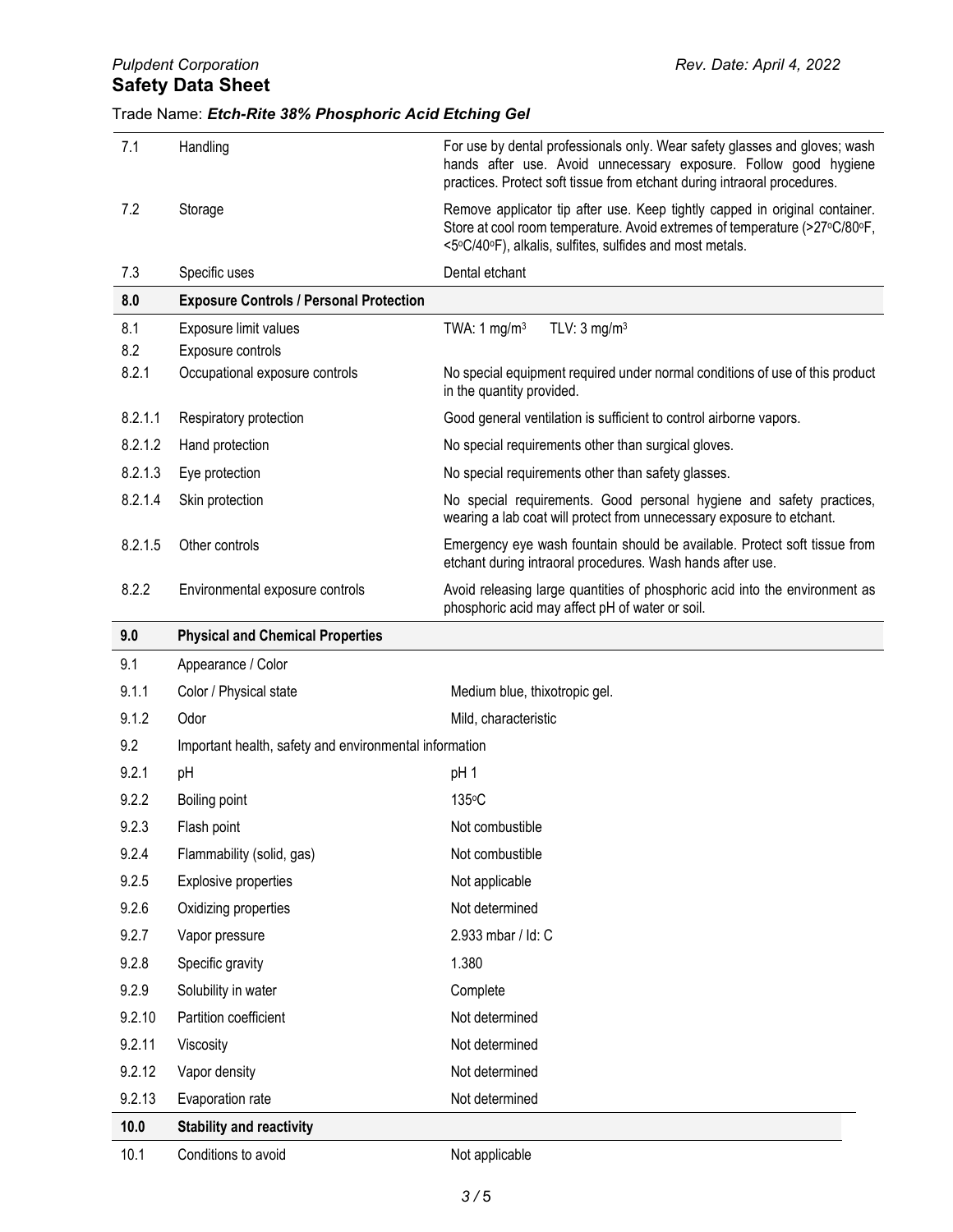Trade Name: ***Etch-Rite 38% Phosphoric Acid Etching Gel***

| | | |
|---|---|---|
| 7.1 | Handling | For use by dental professionals only. Wear safety glasses and gloves; wash hands after use. Avoid unnecessary exposure. Follow good hygiene practices. Protect soft tissue from etchant during intraoral procedures. |
| 7.2 | Storage | Remove applicator tip after use. Keep tightly capped in original container. Store at cool room temperature. Avoid extremes of temperature (>27°C/80°F, <5°C/40°F), alkalis, sulfites, sulfides and most metals. |
| 7.3 | Specific uses | Dental etchant |
| **8.0** | **Exposure Controls / Personal Protection** | |
| 8.1 | Exposure limit values | TWA: 1 mg/m³ TLV: 3 mg/m³ |
| 8.2 | Exposure controls | |
| 8.2.1 | Occupational exposure controls | No special equipment required under normal conditions of use of this product in the quantity provided. |
| 8.2.1.1 | Respiratory protection | Good general ventilation is sufficient to control airborne vapors. |
| 8.2.1.2 | Hand protection | No special requirements other than surgical gloves. |
| 8.2.1.3 | Eye protection | No special requirements other than safety glasses. |
| 8.2.1.4 | Skin protection | No special requirements. Good personal hygiene and safety practices, wearing a lab coat will protect from unnecessary exposure to etchant. |
| 8.2.1.5 | Other controls | Emergency eye wash fountain should be available. Protect soft tissue from etchant during intraoral procedures. Wash hands after use. |
| 8.2.2 | Environmental exposure controls | Avoid releasing large quantities of phosphoric acid into the environment as phosphoric acid may affect pH of water or soil. |
| **9.0** | **Physical and Chemical Properties** | |
| 9.1 | Appearance / Color | |
| 9.1.1 | Color / Physical state | Medium blue, thixotropic gel. |
| 9.1.2 | Odor | Mild, characteristic |
| 9.2 | Important health, safety and environmental information | |
| 9.2.1 | pH | pH 1 |
| 9.2.2 | Boiling point | 135°C |
| 9.2.3 | Flash point | Not combustible |
| 9.2.4 | Flammability (solid, gas) | Not combustible |
| 9.2.5 | Explosive properties | Not applicable |
| 9.2.6 | Oxidizing properties | Not determined |
| 9.2.7 | Vapor pressure | 2.933 mbar / ld: C |
| 9.2.8 | Specific gravity | 1.380 |
| 9.2.9 | Solubility in water | Complete |
| 9.2.10 | Partition coefficient | Not determined |
| 9.2.11 | Viscosity | Not determined |
| 9.2.12 | Vapor density | Not determined |
| 9.2.13 | Evaporation rate | Not determined |
| **10.0** | **Stability and reactivity** | |
| 10.1 | Conditions to avoid | Not applicable |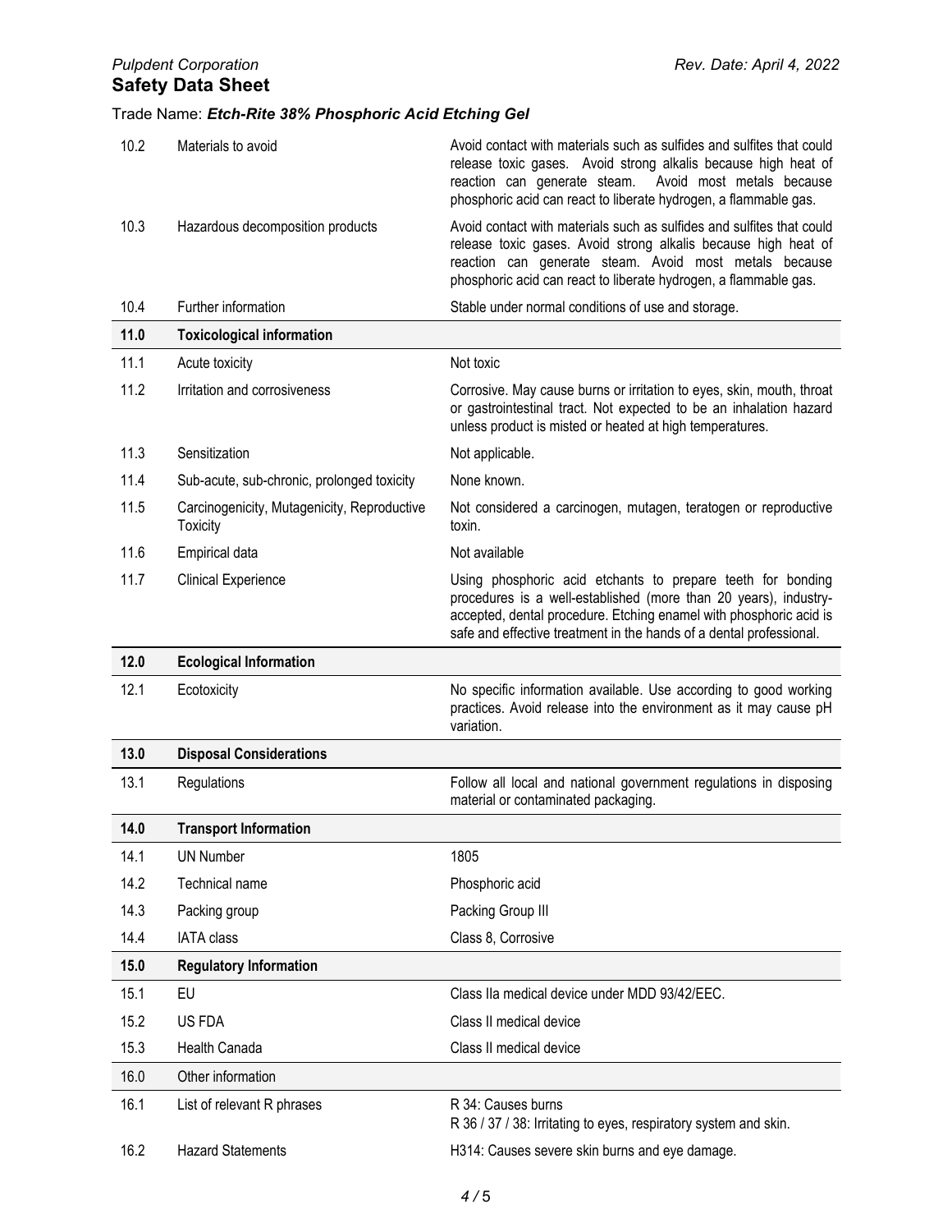| | | |
|---|---|---|
| 10.2 | Materials to avoid | Avoid contact with materials such as sulfides and sulfites that could release toxic gases. Avoid strong alkalis because high heat of reaction can generate steam. Avoid most metals because phosphoric acid can react to liberate hydrogen, a flammable gas. |
| 10.3 | Hazardous decomposition products | Avoid contact with materials such as sulfides and sulfites that could release toxic gases. Avoid strong alkalis because high heat of reaction can generate steam. Avoid most metals because phosphoric acid can react to liberate hydrogen, a flammable gas. |
| 10.4 | Further information | Stable under normal conditions of use and storage. |
| **11.0** | **Toxicological information** | |
| 11.1 | Acute toxicity | Not toxic |
| 11.2 | Irritation and corrosiveness | Corrosive. May cause burns or irritation to eyes, skin, mouth, throat or gastrointestinal tract. Not expected to be an inhalation hazard unless product is misted or heated at high temperatures. |
| 11.3 | Sensitization | Not applicable. |
| 11.4 | Sub-acute, sub-chronic, prolonged toxicity | None known. |
| 11.5 | Carcinogenicity, Mutagenicity, Reproductive Toxicity | Not considered a carcinogen, mutagen, teratogen or reproductive toxin. |
| 11.6 | Empirical data | Not available |
| 11.7 | Clinical Experience | Using phosphoric acid etchants to prepare teeth for bonding procedures is a well-established (more than 20 years), industry-accepted, dental procedure. Etching enamel with phosphoric acid is safe and effective treatment in the hands of a dental professional. |
| **12.0** | **Ecological Information** | |
| 12.1 | Ecotoxicity | No specific information available. Use according to good working practices. Avoid release into the environment as it may cause pH variation. |
| **13.0** | **Disposal Considerations** | |
| 13.1 | Regulations | Follow all local and national government regulations in disposing material or contaminated packaging. |
| **14.0** | **Transport Information** | |
| 14.1 | UN Number | 1805 |
| 14.2 | Technical name | Phosphoric acid |
| 14.3 | Packing group | Packing Group III |
| 14.4 | IATA class | Class 8, Corrosive |
| **15.0** | **Regulatory Information** | |
| 15.1 | EU | Class IIa medical device under MDD 93/42/EEC. |
| 15.2 | US FDA | Class II medical device |
| 15.3 | Health Canada | Class II medical device |
| 16.0 | Other information | |
| 16.1 | List of relevant R phrases | R 34: Causes burns<br>R 36 / 37 / 38: Irritating to eyes, respiratory system and skin. |
| 16.2 | Hazard Statements | H314: Causes severe skin burns and eye damage. |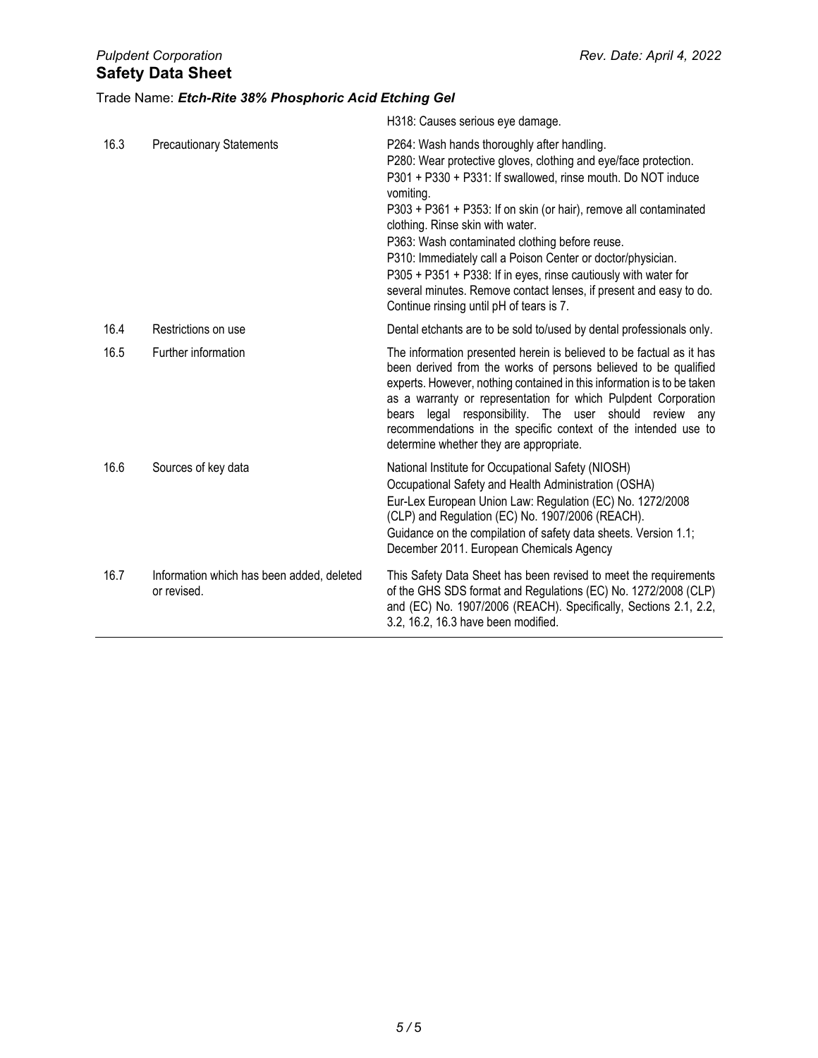Trade Name: ***Etch-Rite 38% Phosphoric Acid Etching Gel***

| | | |
|---|---|---|
| | | H318: Causes serious eye damage. |
| 16.3 | Precautionary Statements | P264: Wash hands thoroughly after handling.<br>P280: Wear protective gloves, clothing and eye/face protection.<br>P301 + P330 + P331: If swallowed, rinse mouth. Do NOT induce vomiting.<br>P303 + P361 + P353: If on skin (or hair), remove all contaminated clothing. Rinse skin with water.<br>P363: Wash contaminated clothing before reuse.<br>P310: Immediately call a Poison Center or doctor/physician.<br>P305 + P351 + P338: If in eyes, rinse cautiously with water for several minutes. Remove contact lenses, if present and easy to do. Continue rinsing until pH of tears is 7. |
| 16.4 | Restrictions on use | Dental etchants are to be sold to/used by dental professionals only. |
| 16.5 | Further information | The information presented herein is believed to be factual as it has been derived from the works of persons believed to be qualified experts. However, nothing contained in this information is to be taken as a warranty or representation for which Pulpdent Corporation bears legal responsibility. The user should review any recommendations in the specific context of the intended use to determine whether they are appropriate. |
| 16.6 | Sources of key data | National Institute for Occupational Safety (NIOSH)<br>Occupational Safety and Health Administration (OSHA)<br>Eur-Lex European Union Law: Regulation (EC) No. 1272/2008 (CLP) and Regulation (EC) No. 1907/2006 (REACH).<br>Guidance on the compilation of safety data sheets. Version 1.1; December 2011. European Chemicals Agency |
| 16.7 | Information which has been added, deleted or revised. | This Safety Data Sheet has been revised to meet the requirements of the GHS SDS format and Regulations (EC) No. 1272/2008 (CLP) and (EC) No. 1907/2006 (REACH). Specifically, Sections 2.1, 2.2, 3.2, 16.2, 16.3 have been modified. |